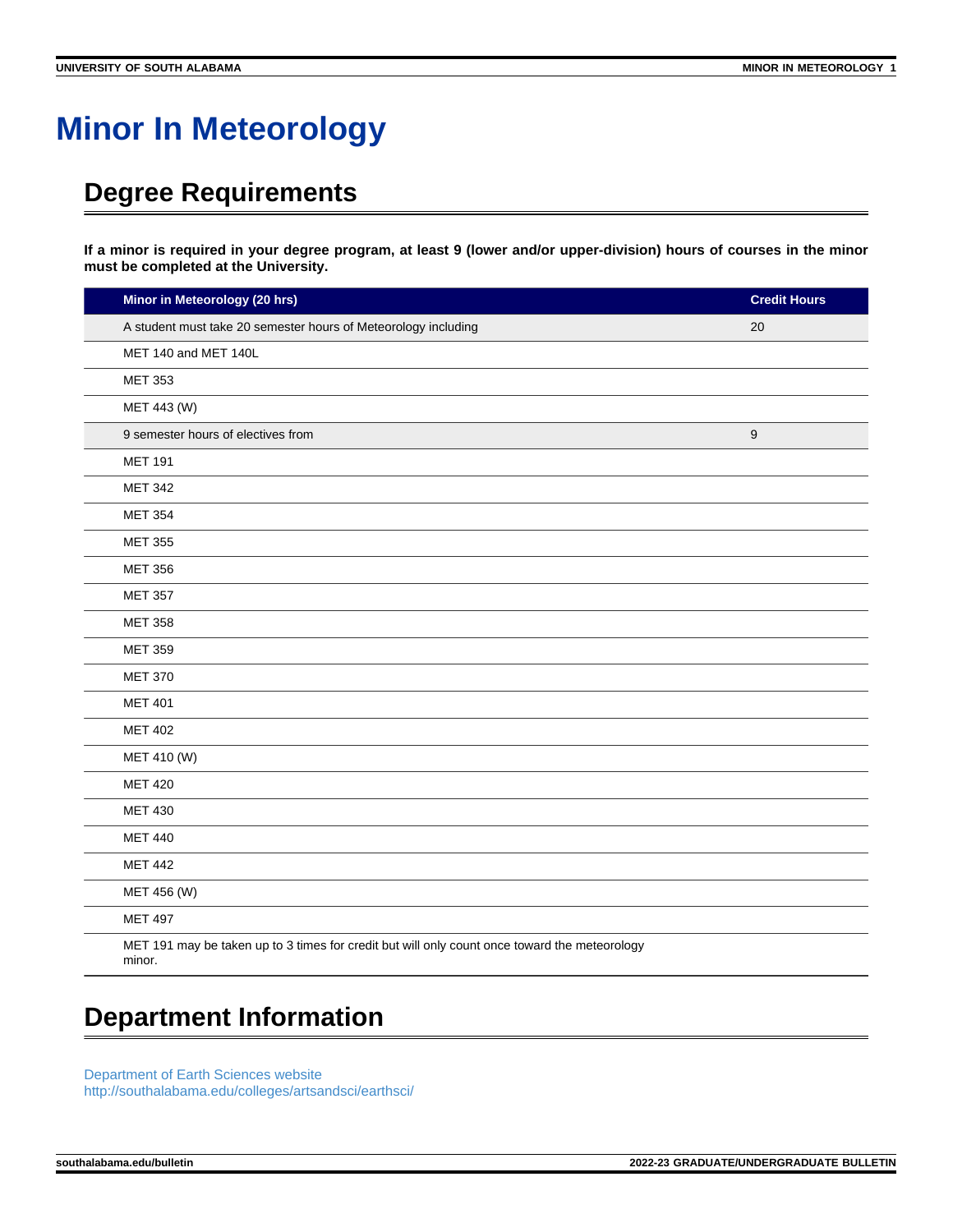# Minor In Meteorology

## Degree Requirements

**If a minor is required in your degree program, at least 9 (lower and/or upper-division) hours of courses in the minor must be completed at the University.**

| Minor in Meteorology (20 hrs) | Credit Hours |
|---|---|
| A student must take 20 semester hours of Meteorology including | 20 |
| MET 140 and MET 140L | |
| MET 353 | |
| MET 443 (W) | |
| 9 semester hours of electives from | 9 |
| MET 191 | |
| MET 342 | |
| MET 354 | |
| MET 355 | |
| MET 356 | |
| MET 357 | |
| MET 358 | |
| MET 359 | |
| MET 370 | |
| MET 401 | |
| MET 402 | |
| MET 410 (W) | |
| MET 420 | |
| MET 430 | |
| MET 440 | |
| MET 442 | |
| MET 456 (W) | |
| MET 497 | |
| MET 191 may be taken up to 3 times for credit but will only count once toward the meteorology minor. | |

## Department Information

Department of Earth Sciences website
http://southalabama.edu/colleges/artsandsci/earthsci/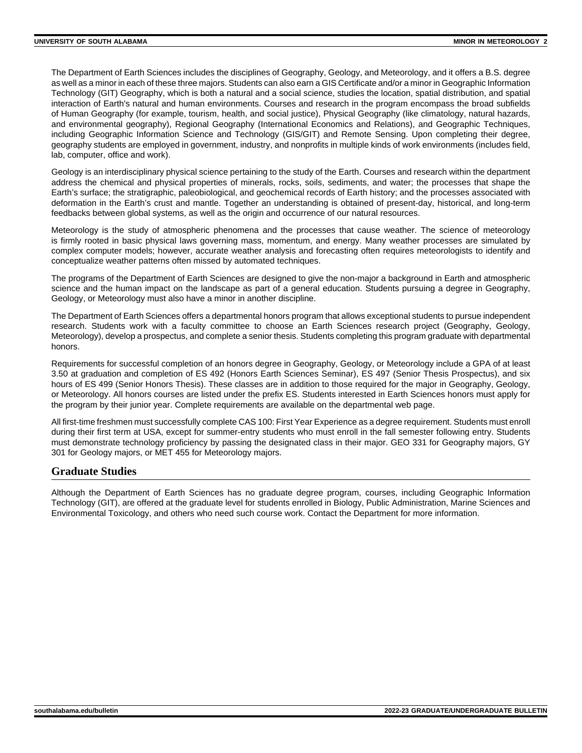The Department of Earth Sciences includes the disciplines of Geography, Geology, and Meteorology, and it offers a B.S. degree as well as a minor in each of these three majors. Students can also earn a GIS Certificate and/or a minor in Geographic Information Technology (GIT) Geography, which is both a natural and a social science, studies the location, spatial distribution, and spatial interaction of Earth's natural and human environments. Courses and research in the program encompass the broad subfields of Human Geography (for example, tourism, health, and social justice), Physical Geography (like climatology, natural hazards, and environmental geography), Regional Geography (International Economics and Relations), and Geographic Techniques, including Geographic Information Science and Technology (GIS/GIT) and Remote Sensing. Upon completing their degree, geography students are employed in government, industry, and nonprofits in multiple kinds of work environments (includes field, lab, computer, office and work).

Geology is an interdisciplinary physical science pertaining to the study of the Earth. Courses and research within the department address the chemical and physical properties of minerals, rocks, soils, sediments, and water; the processes that shape the Earth's surface; the stratigraphic, paleobiological, and geochemical records of Earth history; and the processes associated with deformation in the Earth's crust and mantle. Together an understanding is obtained of present-day, historical, and long-term feedbacks between global systems, as well as the origin and occurrence of our natural resources.

Meteorology is the study of atmospheric phenomena and the processes that cause weather. The science of meteorology is firmly rooted in basic physical laws governing mass, momentum, and energy. Many weather processes are simulated by complex computer models; however, accurate weather analysis and forecasting often requires meteorologists to identify and conceptualize weather patterns often missed by automated techniques.

The programs of the Department of Earth Sciences are designed to give the non-major a background in Earth and atmospheric science and the human impact on the landscape as part of a general education. Students pursuing a degree in Geography, Geology, or Meteorology must also have a minor in another discipline.

The Department of Earth Sciences offers a departmental honors program that allows exceptional students to pursue independent research. Students work with a faculty committee to choose an Earth Sciences research project (Geography, Geology, Meteorology), develop a prospectus, and complete a senior thesis. Students completing this program graduate with departmental honors.

Requirements for successful completion of an honors degree in Geography, Geology, or Meteorology include a GPA of at least 3.50 at graduation and completion of ES 492 (Honors Earth Sciences Seminar), ES 497 (Senior Thesis Prospectus), and six hours of ES 499 (Senior Honors Thesis). These classes are in addition to those required for the major in Geography, Geology, or Meteorology. All honors courses are listed under the prefix ES. Students interested in Earth Sciences honors must apply for the program by their junior year. Complete requirements are available on the departmental web page.

All first-time freshmen must successfully complete CAS 100: First Year Experience as a degree requirement. Students must enroll during their first term at USA, except for summer-entry students who must enroll in the fall semester following entry. Students must demonstrate technology proficiency by passing the designated class in their major. GEO 331 for Geography majors, GY 301 for Geology majors, or MET 455 for Meteorology majors.

## Graduate Studies

Although the Department of Earth Sciences has no graduate degree program, courses, including Geographic Information Technology (GIT), are offered at the graduate level for students enrolled in Biology, Public Administration, Marine Sciences and Environmental Toxicology, and others who need such course work. Contact the Department for more information.